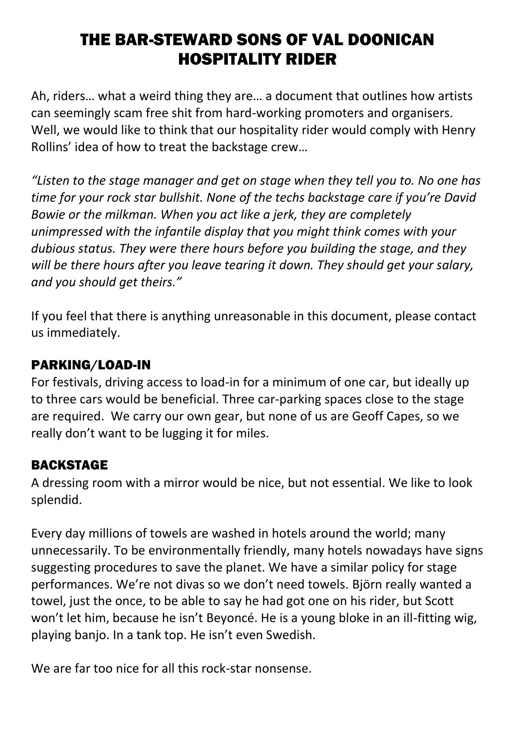# THE BAR-STEWARD SONS OF VAL DOONICAN HOSPITALITY RIDER

Ah, riders… what a weird thing they are… a document that outlines how artists can seemingly scam free shit from hard-working promoters and organisers. Well, we would like to think that our hospitality rider would comply with Henry Rollins' idea of how to treat the backstage crew…

*"Listen to the stage manager and get on stage when they tell you to. No one has time for your rock star bullshit. None of the techs backstage care if you're David Bowie or the milkman. When you act like a jerk, they are completely unimpressed with the infantile display that you might think comes with your dubious status. They were there hours before you building the stage, and they will be there hours after you leave tearing it down. They should get your salary, and you should get theirs."*

If you feel that there is anything unreasonable in this document, please contact us immediately.

## PARKING/LOAD-IN

For festivals, driving access to load-in for a minimum of one car, but ideally up to three cars would be beneficial. Three car-parking spaces close to the stage are required. We carry our own gear, but none of us are Geoff Capes, so we really don't want to be lugging it for miles.

## BACKSTAGE

A dressing room with a mirror would be nice, but not essential. We like to look splendid.

Every day millions of towels are washed in hotels around the world; many unnecessarily. To be environmentally friendly, many hotels nowadays have signs suggesting procedures to save the planet. We have a similar policy for stage performances. We're not divas so we don't need towels. Björn really wanted a towel, just the once, to be able to say he had got one on his rider, but Scott won't let him, because he isn't Beyoncé. He is a young bloke in an ill-fitting wig, playing banjo. In a tank top. He isn't even Swedish.

We are far too nice for all this rock-star nonsense.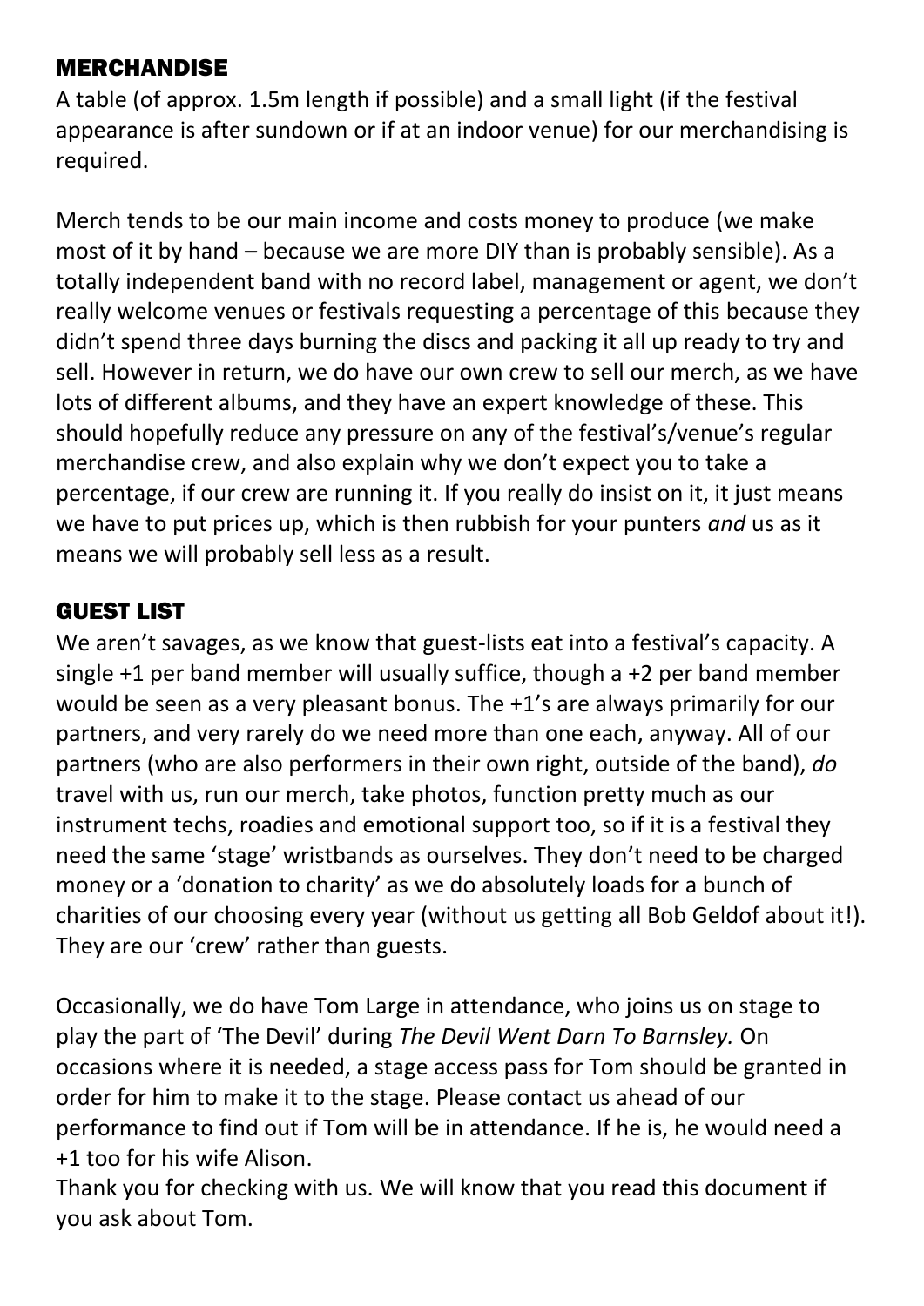## MERCHANDISE

A table (of approx. 1.5m length if possible) and a small light (if the festival appearance is after sundown or if at an indoor venue) for our merchandising is required.

Merch tends to be our main income and costs money to produce (we make most of it by hand – because we are more DIY than is probably sensible). As a totally independent band with no record label, management or agent, we don't really welcome venues or festivals requesting a percentage of this because they didn't spend three days burning the discs and packing it all up ready to try and sell. However in return, we do have our own crew to sell our merch, as we have lots of different albums, and they have an expert knowledge of these. This should hopefully reduce any pressure on any of the festival's/venue's regular merchandise crew, and also explain why we don't expect you to take a percentage, if our crew are running it. If you really do insist on it, it just means we have to put prices up, which is then rubbish for your punters *and* us as it means we will probably sell less as a result.

## GUEST LIST

We aren't savages, as we know that guest-lists eat into a festival's capacity. A single +1 per band member will usually suffice, though a +2 per band member would be seen as a very pleasant bonus. The +1's are always primarily for our partners, and very rarely do we need more than one each, anyway. All of our partners (who are also performers in their own right, outside of the band), *do* travel with us, run our merch, take photos, function pretty much as our instrument techs, roadies and emotional support too, so if it is a festival they need the same 'stage' wristbands as ourselves. They don't need to be charged money or a 'donation to charity' as we do absolutely loads for a bunch of charities of our choosing every year (without us getting all Bob Geldof about it!). They are our 'crew' rather than guests.

Occasionally, we do have Tom Large in attendance, who joins us on stage to play the part of 'The Devil' during *The Devil Went Darn To Barnsley.* On occasions where it is needed, a stage access pass for Tom should be granted in order for him to make it to the stage. Please contact us ahead of our performance to find out if Tom will be in attendance. If he is, he would need a +1 too for his wife Alison.
Thank you for checking with us. We will know that you read this document if you ask about Tom.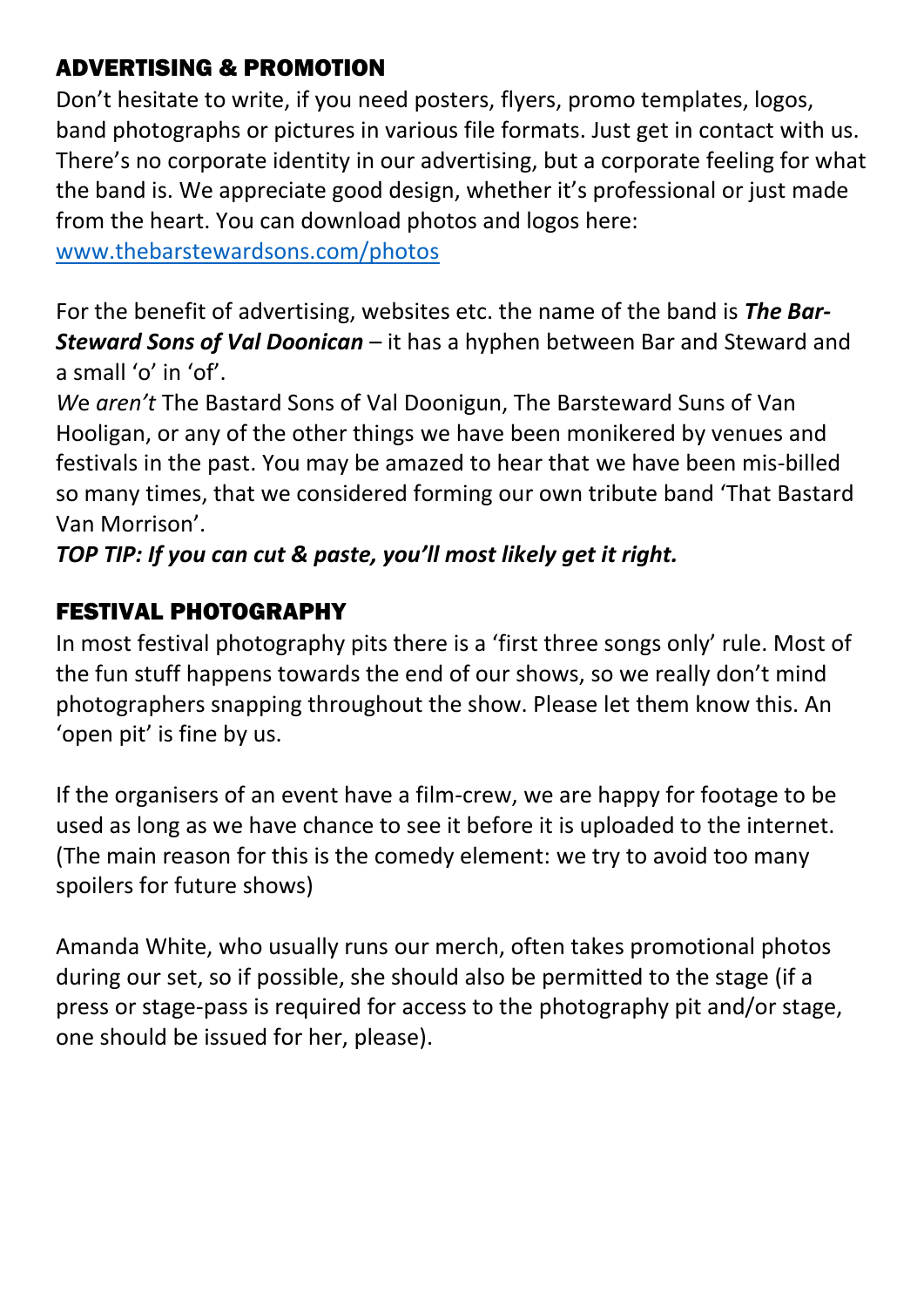## ADVERTISING & PROMOTION

Don't hesitate to write, if you need posters, flyers, promo templates, logos, band photographs or pictures in various file formats. Just get in contact with us. There's no corporate identity in our advertising, but a corporate feeling for what the band is. We appreciate good design, whether it's professional or just made from the heart. You can download photos and logos here: [www.thebarstewardsons.com/photos](http://www.thebarstewardsons.com/photos)

For the benefit of advertising, websites etc. the name of the band is ***The Bar-Steward Sons of Val Doonican*** – it has a hyphen between Bar and Steward and a small 'o' in 'of'.
*We aren't* The Bastard Sons of Val Doonigun, The Barsteward Suns of Van Hooligan, or any of the other things we have been monikered by venues and festivals in the past. You may be amazed to hear that we have been mis-billed so many times, that we considered forming our own tribute band 'That Bastard Van Morrison'.
***TOP TIP: If you can cut & paste, you'll most likely get it right.***

## FESTIVAL PHOTOGRAPHY

In most festival photography pits there is a 'first three songs only' rule. Most of the fun stuff happens towards the end of our shows, so we really don't mind photographers snapping throughout the show. Please let them know this. An 'open pit' is fine by us.

If the organisers of an event have a film-crew, we are happy for footage to be used as long as we have chance to see it before it is uploaded to the internet. (The main reason for this is the comedy element: we try to avoid too many spoilers for future shows)

Amanda White, who usually runs our merch, often takes promotional photos during our set, so if possible, she should also be permitted to the stage (if a press or stage-pass is required for access to the photography pit and/or stage, one should be issued for her, please).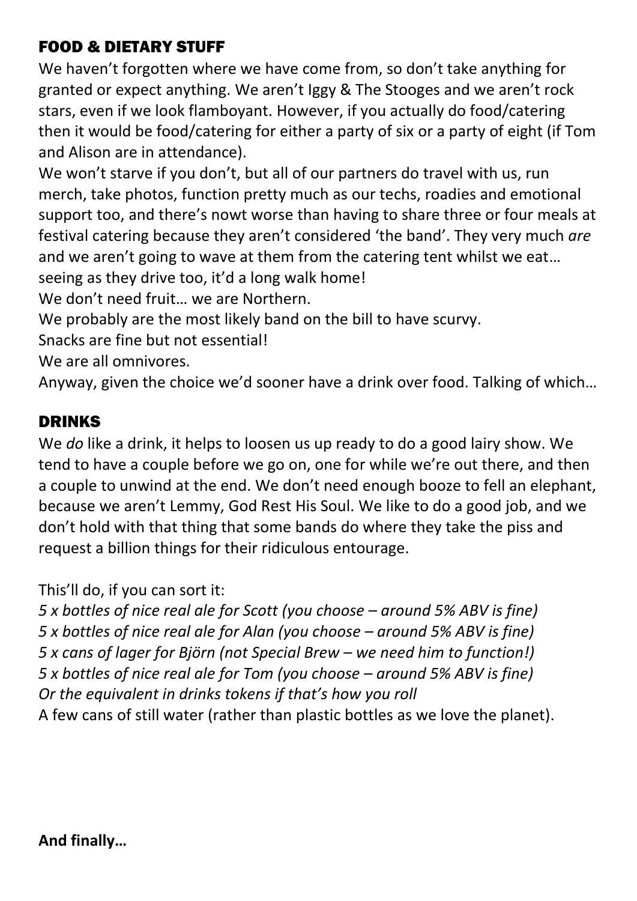## FOOD & DIETARY STUFF

We haven't forgotten where we have come from, so don't take anything for granted or expect anything. We aren't Iggy & The Stooges and we aren't rock stars, even if we look flamboyant. However, if you actually do food/catering then it would be food/catering for either a party of six or a party of eight (if Tom and Alison are in attendance).

We won't starve if you don't, but all of our partners do travel with us, run merch, take photos, function pretty much as our techs, roadies and emotional support too, and there's nowt worse than having to share three or four meals at festival catering because they aren't considered 'the band'. They very much *are* and we aren't going to wave at them from the catering tent whilst we eat… seeing as they drive too, it'd a long walk home!

We don't need fruit… we are Northern.

We probably are the most likely band on the bill to have scurvy.

Snacks are fine but not essential!

We are all omnivores.

Anyway, given the choice we'd sooner have a drink over food. Talking of which…

## DRINKS

We *do* like a drink, it helps to loosen us up ready to do a good lairy show. We tend to have a couple before we go on, one for while we're out there, and then a couple to unwind at the end. We don't need enough booze to fell an elephant, because we aren't Lemmy, God Rest His Soul. We like to do a good job, and we don't hold with that thing that some bands do where they take the piss and request a billion things for their ridiculous entourage.

This'll do, if you can sort it:

*5 x bottles of nice real ale for Scott (you choose – around 5% ABV is fine)*
*5 x bottles of nice real ale for Alan (you choose – around 5% ABV is fine)*
*5 x cans of lager for Björn (not Special Brew – we need him to function!)*
*5 x bottles of nice real ale for Tom (you choose – around 5% ABV is fine)*
*Or the equivalent in drinks tokens if that's how you roll*
A few cans of still water (rather than plastic bottles as we love the planet).

**And finally…**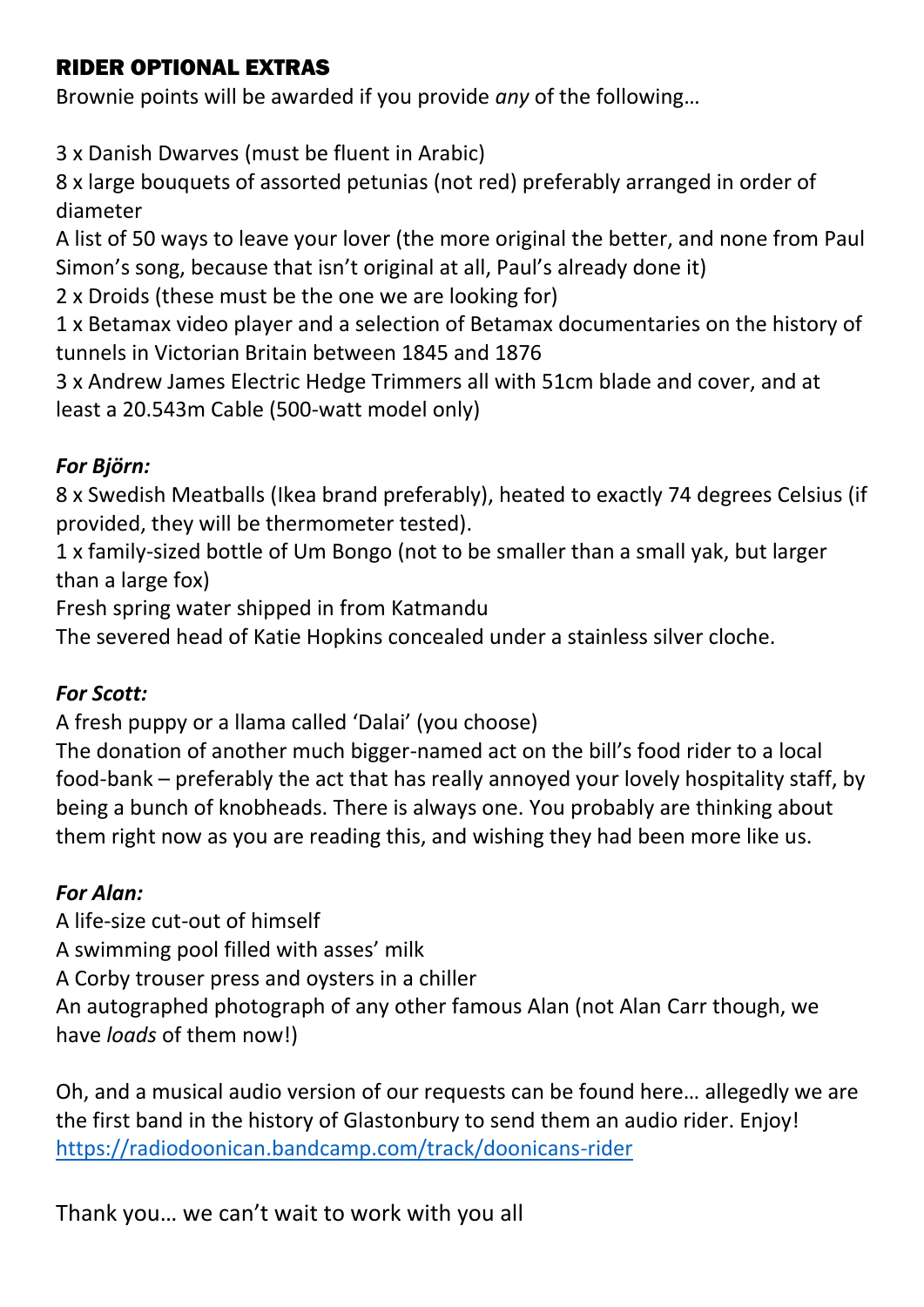## RIDER OPTIONAL EXTRAS

Brownie points will be awarded if you provide *any* of the following…

3 x Danish Dwarves (must be fluent in Arabic)
8 x large bouquets of assorted petunias (not red) preferably arranged in order of diameter
A list of 50 ways to leave your lover (the more original the better, and none from Paul Simon's song, because that isn't original at all, Paul's already done it)
2 x Droids (these must be the one we are looking for)
1 x Betamax video player and a selection of Betamax documentaries on the history of tunnels in Victorian Britain between 1845 and 1876
3 x Andrew James Electric Hedge Trimmers all with 51cm blade and cover, and at least a 20.543m Cable (500-watt model only)

***For Björn:***

8 x Swedish Meatballs (Ikea brand preferably), heated to exactly 74 degrees Celsius (if provided, they will be thermometer tested).
1 x family-sized bottle of Um Bongo (not to be smaller than a small yak, but larger than a large fox)
Fresh spring water shipped in from Katmandu
The severed head of Katie Hopkins concealed under a stainless silver cloche.

***For Scott:***

A fresh puppy or a llama called 'Dalai' (you choose)
The donation of another much bigger-named act on the bill's food rider to a local food-bank – preferably the act that has really annoyed your lovely hospitality staff, by being a bunch of knobheads. There is always one. You probably are thinking about them right now as you are reading this, and wishing they had been more like us.

***For Alan:***

A life-size cut-out of himself
A swimming pool filled with asses' milk
A Corby trouser press and oysters in a chiller
An autographed photograph of any other famous Alan (not Alan Carr though, we have *loads* of them now!)

Oh, and a musical audio version of our requests can be found here… allegedly we are the first band in the history of Glastonbury to send them an audio rider. Enjoy!
https://radiodoonican.bandcamp.com/track/doonicans-rider

Thank you… we can't wait to work with you all